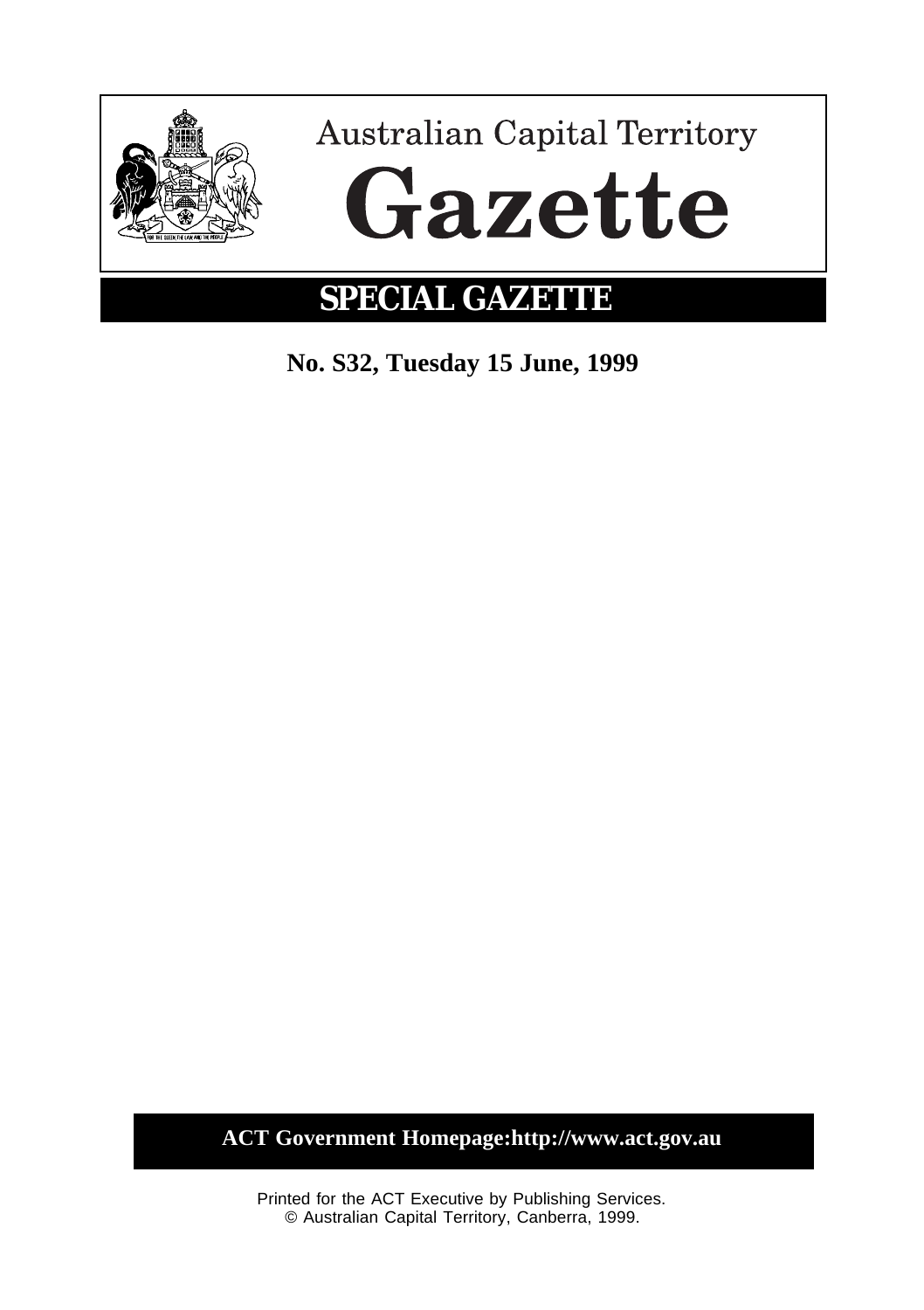# Australian Capital Territory

# Gazette

## SPECIAL GAZETTE

**No. S32, Tuesday 15 June, 1999**

**ACT Government Homepage:http://www.act.gov.au**

Printed for the ACT Executive by Publishing Services.
© Australian Capital Territory, Canberra, 1999.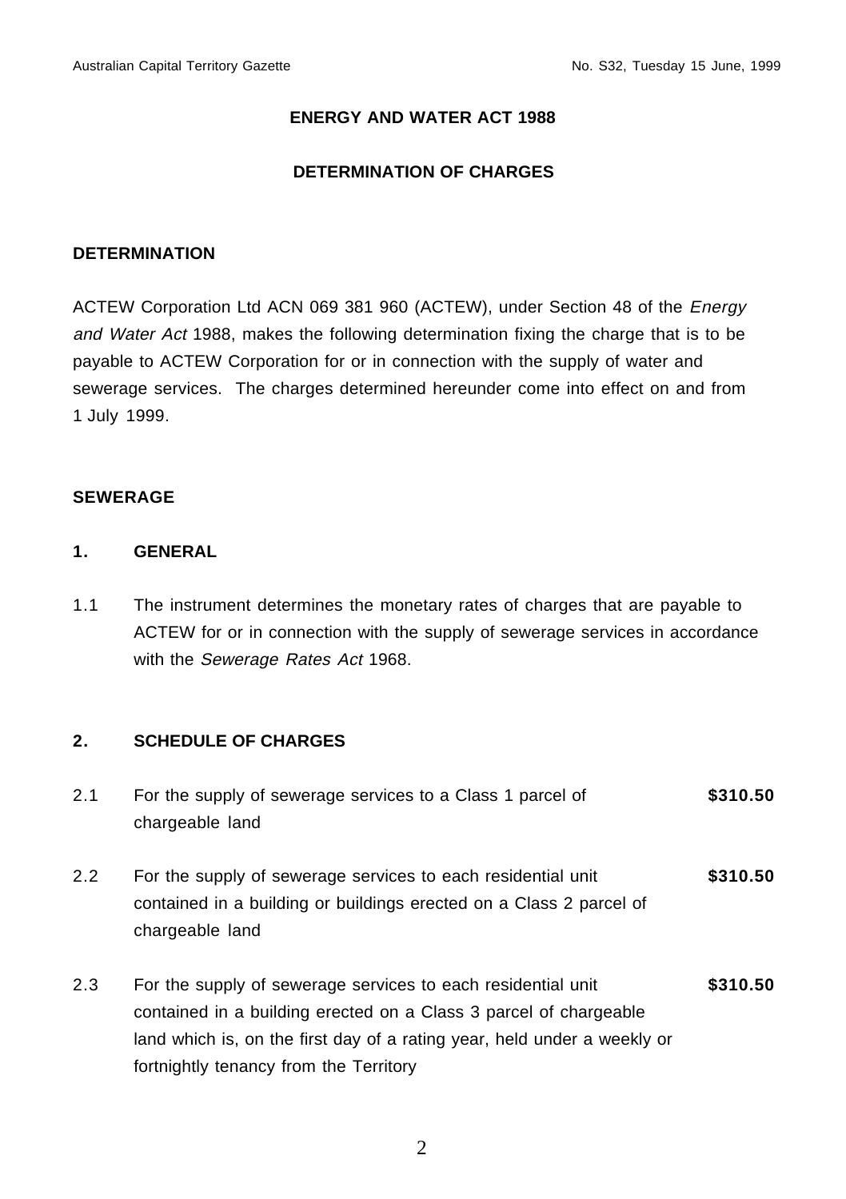**ENERGY AND WATER ACT 1988**

**DETERMINATION OF CHARGES**

**DETERMINATION**

ACTEW Corporation Ltd ACN 069 381 960 (ACTEW), under Section 48 of the *Energy and Water Act* 1988, makes the following determination fixing the charge that is to be payable to ACTEW Corporation for or in connection with the supply of water and sewerage services. The charges determined hereunder come into effect on and from 1 July 1999.

**SEWERAGE**

**1. GENERAL**

1.1 The instrument determines the monetary rates of charges that are payable to ACTEW for or in connection with the supply of sewerage services in accordance with the *Sewerage Rates Act* 1968.

**2. SCHEDULE OF CHARGES**

| | | |
|---|---|---|
| 2.1 | For the supply of sewerage services to a Class 1 parcel of chargeable land | **$310.50** |
| 2.2 | For the supply of sewerage services to each residential unit contained in a building or buildings erected on a Class 2 parcel of chargeable land | **$310.50** |
| 2.3 | For the supply of sewerage services to each residential unit contained in a building erected on a Class 3 parcel of chargeable land which is, on the first day of a rating year, held under a weekly or fortnightly tenancy from the Territory | **$310.50** |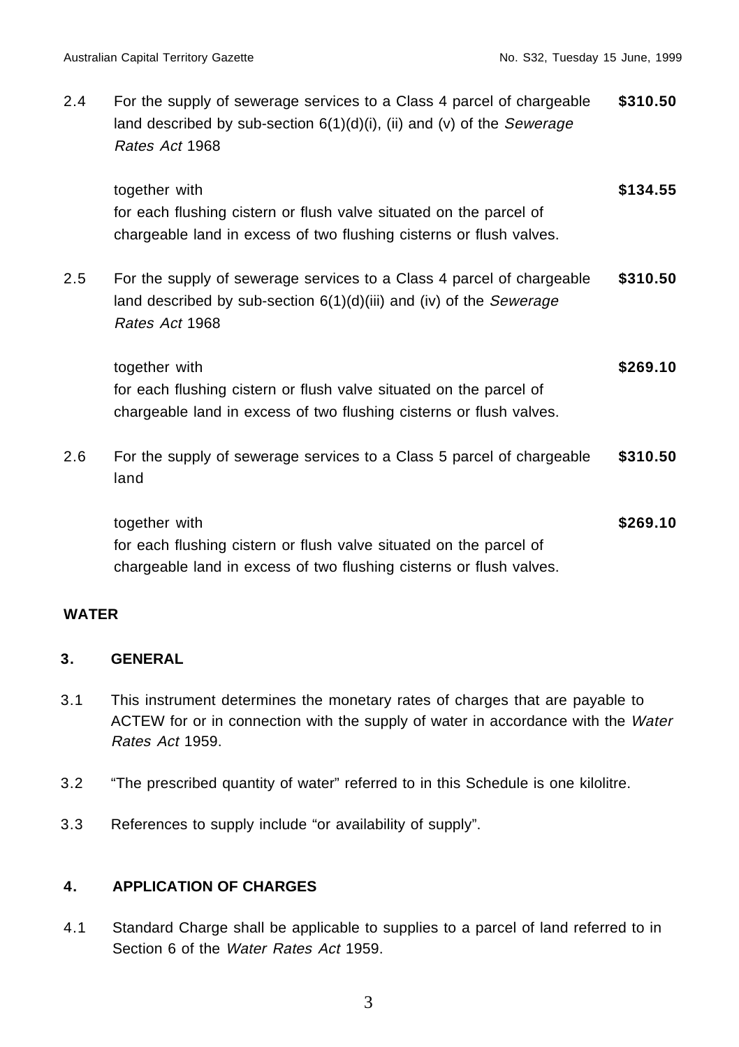2.4 For the supply of sewerage services to a Class 4 parcel of chargeable land described by sub-section 6(1)(d)(i), (ii) and (v) of the *Sewerage Rates Act* 1968 **$310.50**

together with **$134.55**
for each flushing cistern or flush valve situated on the parcel of chargeable land in excess of two flushing cisterns or flush valves.

2.5 For the supply of sewerage services to a Class 4 parcel of chargeable land described by sub-section 6(1)(d)(iii) and (iv) of the *Sewerage Rates Act* 1968 **$310.50**

together with **$269.10**
for each flushing cistern or flush valve situated on the parcel of chargeable land in excess of two flushing cisterns or flush valves.

2.6 For the supply of sewerage services to a Class 5 parcel of chargeable land **$310.50**

together with **$269.10**
for each flushing cistern or flush valve situated on the parcel of chargeable land in excess of two flushing cisterns or flush valves.

## WATER

### 3. GENERAL

3.1 This instrument determines the monetary rates of charges that are payable to ACTEW for or in connection with the supply of water in accordance with the *Water Rates Act* 1959.

3.2 "The prescribed quantity of water" referred to in this Schedule is one kilolitre.

3.3 References to supply include "or availability of supply".

### 4. APPLICATION OF CHARGES

4.1 Standard Charge shall be applicable to supplies to a parcel of land referred to in Section 6 of the *Water Rates Act* 1959.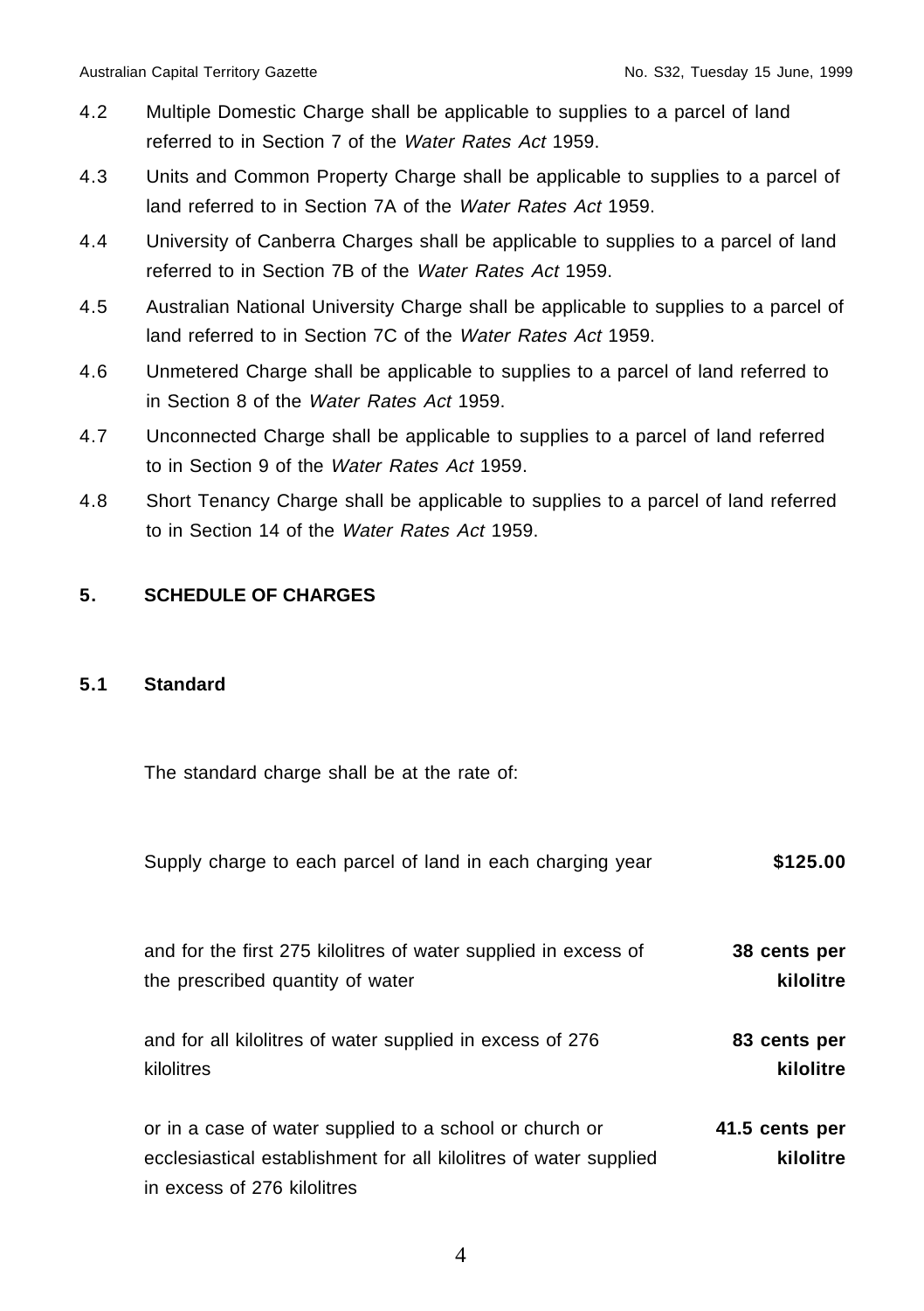4.2 Multiple Domestic Charge shall be applicable to supplies to a parcel of land referred to in Section 7 of the *Water Rates Act* 1959.

4.3 Units and Common Property Charge shall be applicable to supplies to a parcel of land referred to in Section 7A of the *Water Rates Act* 1959.

4.4 University of Canberra Charges shall be applicable to supplies to a parcel of land referred to in Section 7B of the *Water Rates Act* 1959.

4.5 Australian National University Charge shall be applicable to supplies to a parcel of land referred to in Section 7C of the *Water Rates Act* 1959.

4.6 Unmetered Charge shall be applicable to supplies to a parcel of land referred to in Section 8 of the *Water Rates Act* 1959.

4.7 Unconnected Charge shall be applicable to supplies to a parcel of land referred to in Section 9 of the *Water Rates Act* 1959.

4.8 Short Tenancy Charge shall be applicable to supplies to a parcel of land referred to in Section 14 of the *Water Rates Act* 1959.

## 5. SCHEDULE OF CHARGES

### 5.1 Standard

The standard charge shall be at the rate of:

| | |
|---|---|
| Supply charge to each parcel of land in each charging year | **$125.00** |
| and for the first 275 kilolitres of water supplied in excess of the prescribed quantity of water | **38 cents per kilolitre** |
| and for all kilolitres of water supplied in excess of 276 kilolitres | **83 cents per kilolitre** |
| or in a case of water supplied to a school or church or ecclesiastical establishment for all kilolitres of water supplied in excess of 276 kilolitres | **41.5 cents per kilolitre** |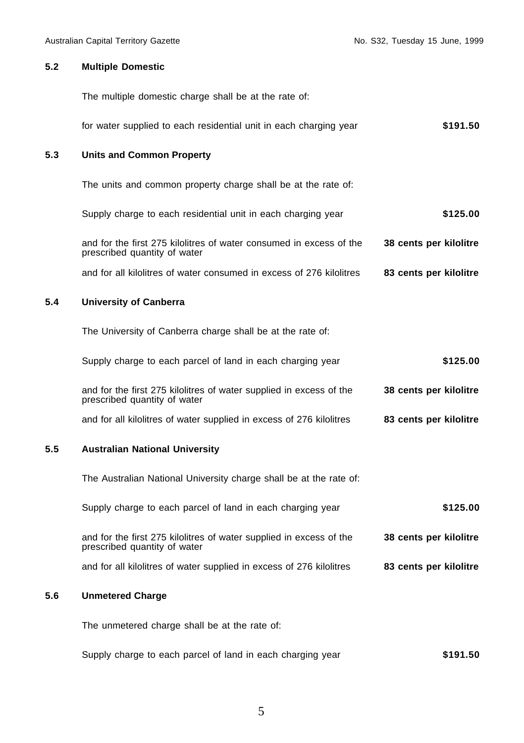### 5.2 Multiple Domestic

The multiple domestic charge shall be at the rate of:

| | |
|---|---|
| for water supplied to each residential unit in each charging year | **$191.50** |

### 5.3 Units and Common Property

The units and common property charge shall be at the rate of:

| | |
|---|---|
| Supply charge to each residential unit in each charging year | **$125.00** |
| and for the first 275 kilolitres of water consumed in excess of the prescribed quantity of water | **38 cents per kilolitre** |
| and for all kilolitres of water consumed in excess of 276 kilolitres | **83 cents per kilolitre** |

### 5.4 University of Canberra

The University of Canberra charge shall be at the rate of:

| | |
|---|---|
| Supply charge to each parcel of land in each charging year | **$125.00** |
| and for the first 275 kilolitres of water supplied in excess of the prescribed quantity of water | **38 cents per kilolitre** |
| and for all kilolitres of water supplied in excess of 276 kilolitres | **83 cents per kilolitre** |

### 5.5 Australian National University

The Australian National University charge shall be at the rate of:

| | |
|---|---|
| Supply charge to each parcel of land in each charging year | **$125.00** |
| and for the first 275 kilolitres of water supplied in excess of the prescribed quantity of water | **38 cents per kilolitre** |
| and for all kilolitres of water supplied in excess of 276 kilolitres | **83 cents per kilolitre** |

### 5.6 Unmetered Charge

The unmetered charge shall be at the rate of:

| | |
|---|---|
| Supply charge to each parcel of land in each charging year | **$191.50** |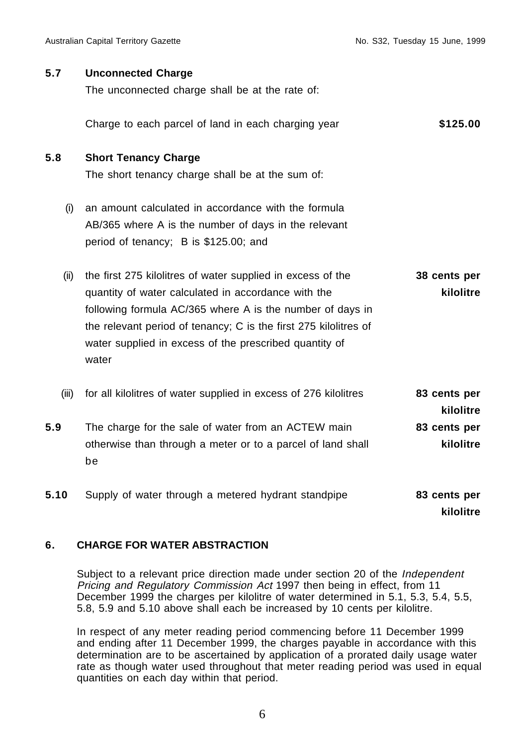**5.7 Unconnected Charge**

The unconnected charge shall be at the rate of:

| | |
|---|---|
| Charge to each parcel of land in each charging year | **$125.00** |

**5.8 Short Tenancy Charge**

The short tenancy charge shall be at the sum of:

(i) an amount calculated in accordance with the formula AB/365 where A is the number of days in the relevant period of tenancy; B is $125.00; and

(ii) the first 275 kilolitres of water supplied in excess of the quantity of water calculated in accordance with the following formula AC/365 where A is the number of days in the relevant period of tenancy; C is the first 275 kilolitres of water supplied in excess of the prescribed quantity of water — **38 cents per kilolitre**

(iii) for all kilolitres of water supplied in excess of 276 kilolitres — **83 cents per kilolitre**

**5.9** The charge for the sale of water from an ACTEW main otherwise than through a meter or to a parcel of land shall be — **83 cents per kilolitre**

**5.10** Supply of water through a metered hydrant standpipe — **83 cents per kilolitre**

## 6. CHARGE FOR WATER ABSTRACTION

Subject to a relevant price direction made under section 20 of the *Independent Pricing and Regulatory Commission Act* 1997 then being in effect, from 11 December 1999 the charges per kilolitre of water determined in 5.1, 5.3, 5.4, 5.5, 5.8, 5.9 and 5.10 above shall each be increased by 10 cents per kilolitre.

In respect of any meter reading period commencing before 11 December 1999 and ending after 11 December 1999, the charges payable in accordance with this determination are to be ascertained by application of a prorated daily usage water rate as though water used throughout that meter reading period was used in equal quantities on each day within that period.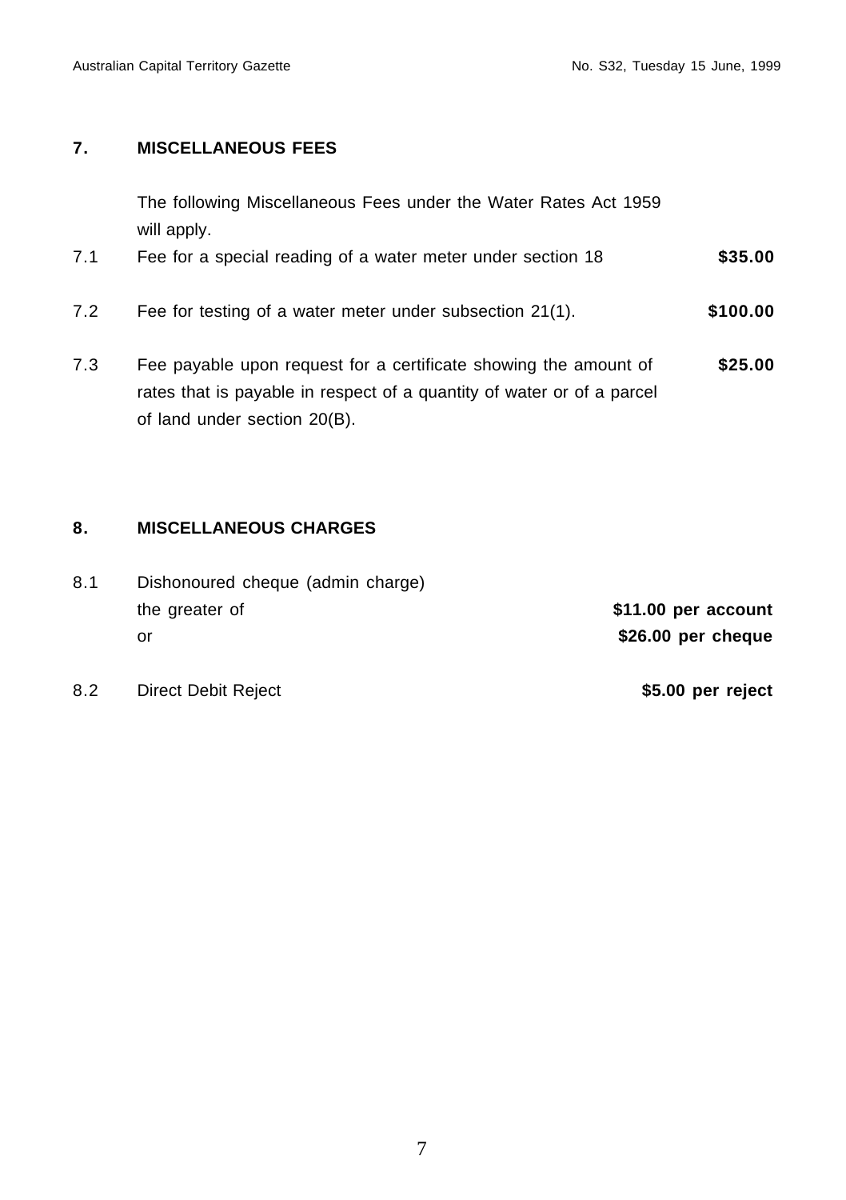## 7. MISCELLANEOUS FEES

The following Miscellaneous Fees under the Water Rates Act 1959 will apply.

| | | |
|---|---|---|
| 7.1 | Fee for a special reading of a water meter under section 18 | **$35.00** |
| 7.2 | Fee for testing of a water meter under subsection 21(1). | **$100.00** |
| 7.3 | Fee payable upon request for a certificate showing the amount of rates that is payable in respect of a quantity of water or of a parcel of land under section 20(B). | **$25.00** |

## 8. MISCELLANEOUS CHARGES

| | | |
|---|---|---|
| 8.1 | Dishonoured cheque (admin charge) | |
| | the greater of | **$11.00 per account** |
| | or | **$26.00 per cheque** |
| 8.2 | Direct Debit Reject | **$5.00 per reject** |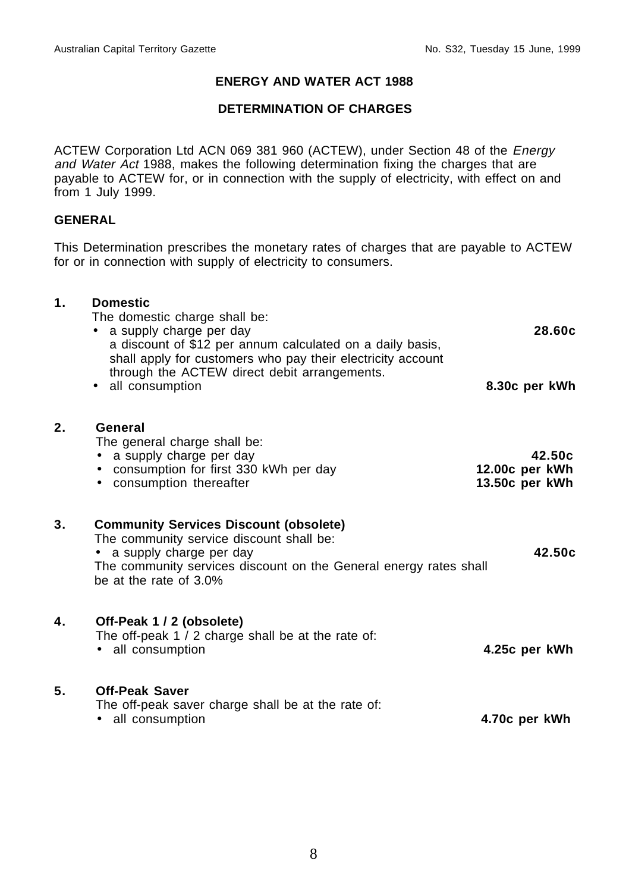## ENERGY AND WATER ACT 1988

## DETERMINATION OF CHARGES

ACTEW Corporation Ltd ACN 069 381 960 (ACTEW), under Section 48 of the *Energy and Water Act* 1988, makes the following determination fixing the charges that are payable to ACTEW for, or in connection with the supply of electricity, with effect on and from 1 July 1999.

### GENERAL

This Determination prescribes the monetary rates of charges that are payable to ACTEW for or in connection with supply of electricity to consumers.

**1. Domestic**

The domestic charge shall be:

- a supply charge per day — **28.60c**

  a discount of $12 per annum calculated on a daily basis, shall apply for customers who pay their electricity account through the ACTEW direct debit arrangements.
- all consumption — **8.30c per kWh**

**2. General**

The general charge shall be:

- a supply charge per day — **42.50c**
- consumption for first 330 kWh per day — **12.00c per kWh**
- consumption thereafter — **13.50c per kWh**

**3. Community Services Discount (obsolete)**

The community service discount shall be:

- a supply charge per day — **42.50c**

The community services discount on the General energy rates shall be at the rate of 3.0%

**4. Off-Peak 1 / 2 (obsolete)**

The off-peak 1 / 2 charge shall be at the rate of:

- all consumption — **4.25c per kWh**

**5. Off-Peak Saver**

The off-peak saver charge shall be at the rate of:

- all consumption — **4.70c per kWh**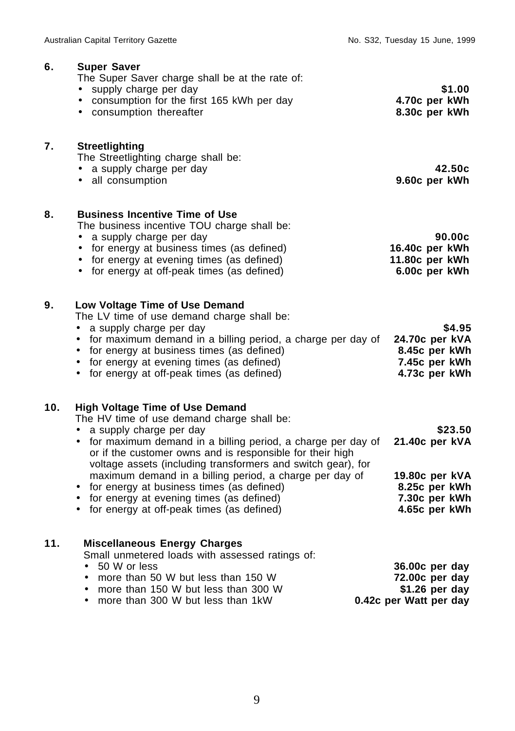**6. Super Saver**

The Super Saver charge shall be at the rate of:

| | |
|---|---|
| • supply charge per day | **\$1.00** |
| • consumption for the first 165 kWh per day | **4.70c per kWh** |
| • consumption thereafter | **8.30c per kWh** |

**7. Streetlighting**

The Streetlighting charge shall be:

| | |
|---|---|
| • a supply charge per day | **42.50c** |
| • all consumption | **9.60c per kWh** |

**8. Business Incentive Time of Use**

The business incentive TOU charge shall be:

| | |
|---|---|
| • a supply charge per day | **90.00c** |
| • for energy at business times (as defined) | **16.40c per kWh** |
| • for energy at evening times (as defined) | **11.80c per kWh** |
| • for energy at off-peak times (as defined) | **6.00c per kWh** |

**9. Low Voltage Time of Use Demand**

The LV time of use demand charge shall be:

| | |
|---|---|
| • a supply charge per day | **\$4.95** |
| • for maximum demand in a billing period, a charge per day of | **24.70c per kVA** |
| • for energy at business times (as defined) | **8.45c per kWh** |
| • for energy at evening times (as defined) | **7.45c per kWh** |
| • for energy at off-peak times (as defined) | **4.73c per kWh** |

**10. High Voltage Time of Use Demand**

The HV time of use demand charge shall be:

| | |
|---|---|
| • a supply charge per day | **\$23.50** |
| • for maximum demand in a billing period, a charge per day of | **21.40c per kVA** |
| or if the customer owns and is responsible for their high voltage assets (including transformers and switch gear), for maximum demand in a billing period, a charge per day of | **19.80c per kVA** |
| • for energy at business times (as defined) | **8.25c per kWh** |
| • for energy at evening times (as defined) | **7.30c per kWh** |
| • for energy at off-peak times (as defined) | **4.65c per kWh** |

**11. Miscellaneous Energy Charges**

Small unmetered loads with assessed ratings of:

| | |
|---|---|
| • 50 W or less | **36.00c per day** |
| • more than 50 W but less than 150 W | **72.00c per day** |
| • more than 150 W but less than 300 W | **\$1.26 per day** |
| • more than 300 W but less than 1kW | **0.42c per Watt per day** |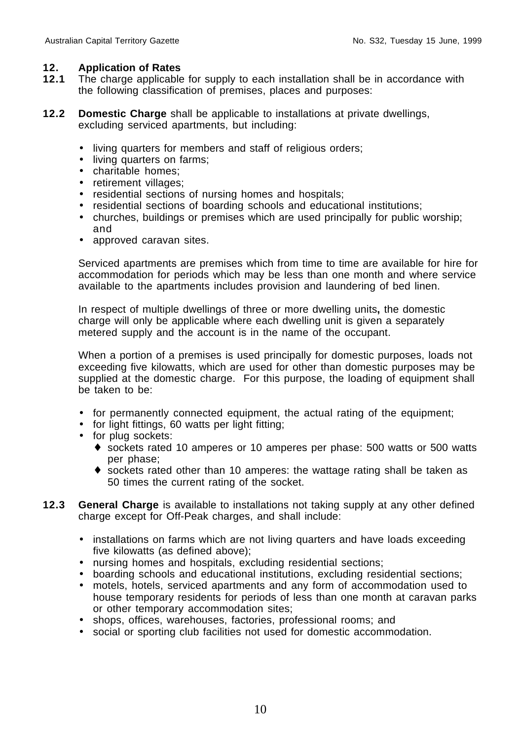## 12. Application of Rates

**12.1** The charge applicable for supply to each installation shall be in accordance with the following classification of premises, places and purposes:

**12.2** **Domestic Charge** shall be applicable to installations at private dwellings, excluding serviced apartments, but including:

- living quarters for members and staff of religious orders;
- living quarters on farms;
- charitable homes;
- retirement villages;
- residential sections of nursing homes and hospitals;
- residential sections of boarding schools and educational institutions;
- churches, buildings or premises which are used principally for public worship; and
- approved caravan sites.

Serviced apartments are premises which from time to time are available for hire for accommodation for periods which may be less than one month and where service available to the apartments includes provision and laundering of bed linen.

In respect of multiple dwellings of three or more dwelling units**,** the domestic charge will only be applicable where each dwelling unit is given a separately metered supply and the account is in the name of the occupant.

When a portion of a premises is used principally for domestic purposes, loads not exceeding five kilowatts, which are used for other than domestic purposes may be supplied at the domestic charge. For this purpose, the loading of equipment shall be taken to be:

- for permanently connected equipment, the actual rating of the equipment;
- for light fittings, 60 watts per light fitting;
- for plug sockets:
  - sockets rated 10 amperes or 10 amperes per phase: 500 watts or 500 watts per phase;
  - sockets rated other than 10 amperes: the wattage rating shall be taken as 50 times the current rating of the socket.

**12.3** **General Charge** is available to installations not taking supply at any other defined charge except for Off-Peak charges, and shall include:

- installations on farms which are not living quarters and have loads exceeding five kilowatts (as defined above);
- nursing homes and hospitals, excluding residential sections;
- boarding schools and educational institutions, excluding residential sections;
- motels, hotels, serviced apartments and any form of accommodation used to house temporary residents for periods of less than one month at caravan parks or other temporary accommodation sites;
- shops, offices, warehouses, factories, professional rooms; and
- social or sporting club facilities not used for domestic accommodation.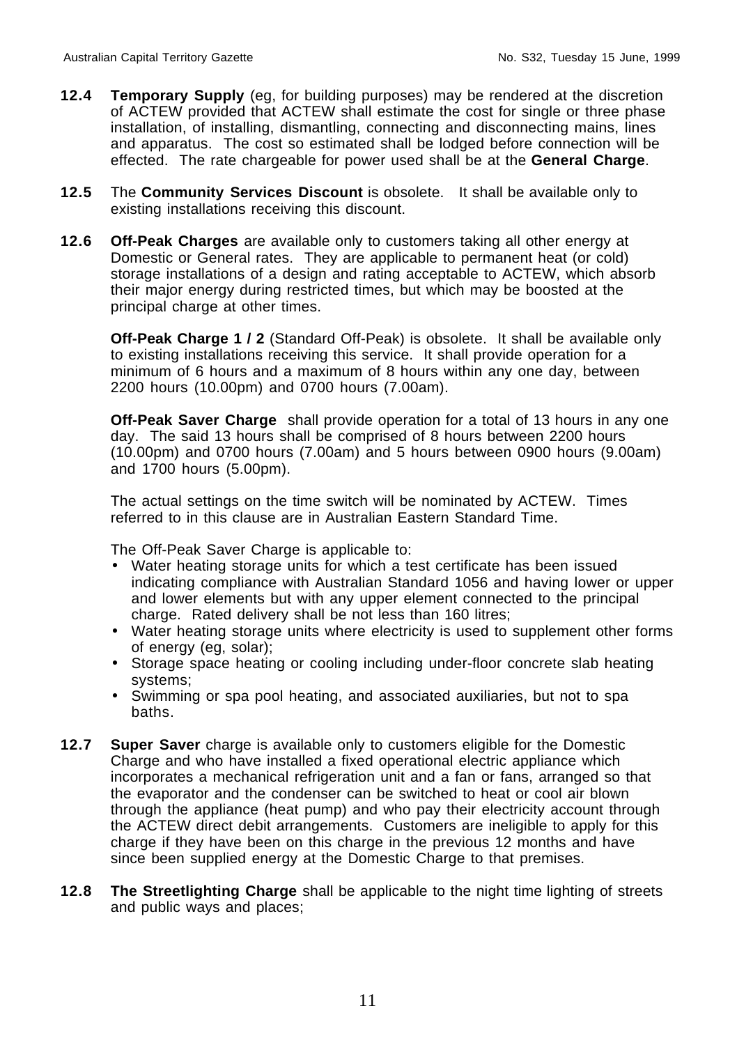**12.4** **Temporary Supply** (eg, for building purposes) may be rendered at the discretion of ACTEW provided that ACTEW shall estimate the cost for single or three phase installation, of installing, dismantling, connecting and disconnecting mains, lines and apparatus. The cost so estimated shall be lodged before connection will be effected. The rate chargeable for power used shall be at the **General Charge**.

**12.5** The **Community Services Discount** is obsolete. It shall be available only to existing installations receiving this discount.

**12.6** **Off-Peak Charges** are available only to customers taking all other energy at Domestic or General rates. They are applicable to permanent heat (or cold) storage installations of a design and rating acceptable to ACTEW, which absorb their major energy during restricted times, but which may be boosted at the principal charge at other times.

**Off-Peak Charge 1 / 2** (Standard Off-Peak) is obsolete. It shall be available only to existing installations receiving this service. It shall provide operation for a minimum of 6 hours and a maximum of 8 hours within any one day, between 2200 hours (10.00pm) and 0700 hours (7.00am).

**Off-Peak Saver Charge** shall provide operation for a total of 13 hours in any one day. The said 13 hours shall be comprised of 8 hours between 2200 hours (10.00pm) and 0700 hours (7.00am) and 5 hours between 0900 hours (9.00am) and 1700 hours (5.00pm).

The actual settings on the time switch will be nominated by ACTEW. Times referred to in this clause are in Australian Eastern Standard Time.

The Off-Peak Saver Charge is applicable to:

- Water heating storage units for which a test certificate has been issued indicating compliance with Australian Standard 1056 and having lower or upper and lower elements but with any upper element connected to the principal charge. Rated delivery shall be not less than 160 litres;
- Water heating storage units where electricity is used to supplement other forms of energy (eg, solar);
- Storage space heating or cooling including under-floor concrete slab heating systems;
- Swimming or spa pool heating, and associated auxiliaries, but not to spa baths.

**12.7** **Super Saver** charge is available only to customers eligible for the Domestic Charge and who have installed a fixed operational electric appliance which incorporates a mechanical refrigeration unit and a fan or fans, arranged so that the evaporator and the condenser can be switched to heat or cool air blown through the appliance (heat pump) and who pay their electricity account through the ACTEW direct debit arrangements. Customers are ineligible to apply for this charge if they have been on this charge in the previous 12 months and have since been supplied energy at the Domestic Charge to that premises.

**12.8** **The Streetlighting Charge** shall be applicable to the night time lighting of streets and public ways and places;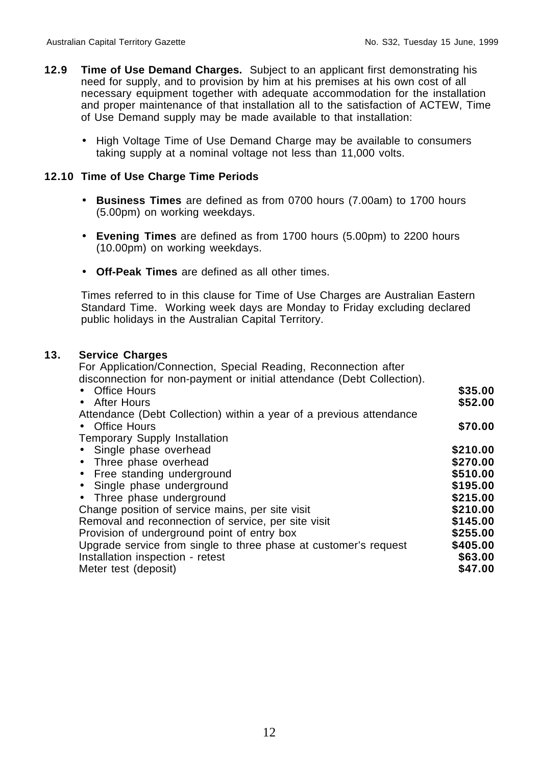**12.9 Time of Use Demand Charges.** Subject to an applicant first demonstrating his need for supply, and to provision by him at his premises at his own cost of all necessary equipment together with adequate accommodation for the installation and proper maintenance of that installation all to the satisfaction of ACTEW, Time of Use Demand supply may be made available to that installation:

- High Voltage Time of Use Demand Charge may be available to consumers taking supply at a nominal voltage not less than 11,000 volts.

**12.10 Time of Use Charge Time Periods**

- **Business Times** are defined as from 0700 hours (7.00am) to 1700 hours (5.00pm) on working weekdays.
- **Evening Times** are defined as from 1700 hours (5.00pm) to 2200 hours (10.00pm) on working weekdays.
- **Off-Peak Times** are defined as all other times.

Times referred to in this clause for Time of Use Charges are Australian Eastern Standard Time. Working week days are Monday to Friday excluding declared public holidays in the Australian Capital Territory.

**13. Service Charges**

| | |
|---|---|
| For Application/Connection, Special Reading, Reconnection after disconnection for non-payment or initial attendance (Debt Collection). | |
| • Office Hours | **$35.00** |
| • After Hours | **$52.00** |
| Attendance (Debt Collection) within a year of a previous attendance | |
| • Office Hours | **$70.00** |
| Temporary Supply Installation | |
| • Single phase overhead | **$210.00** |
| • Three phase overhead | **$270.00** |
| • Free standing underground | **$510.00** |
| • Single phase underground | **$195.00** |
| • Three phase underground | **$215.00** |
| Change position of service mains, per site visit | **$210.00** |
| Removal and reconnection of service, per site visit | **$145.00** |
| Provision of underground point of entry box | **$255.00** |
| Upgrade service from single to three phase at customer's request | **$405.00** |
| Installation inspection - retest | **$63.00** |
| Meter test (deposit) | **$47.00** |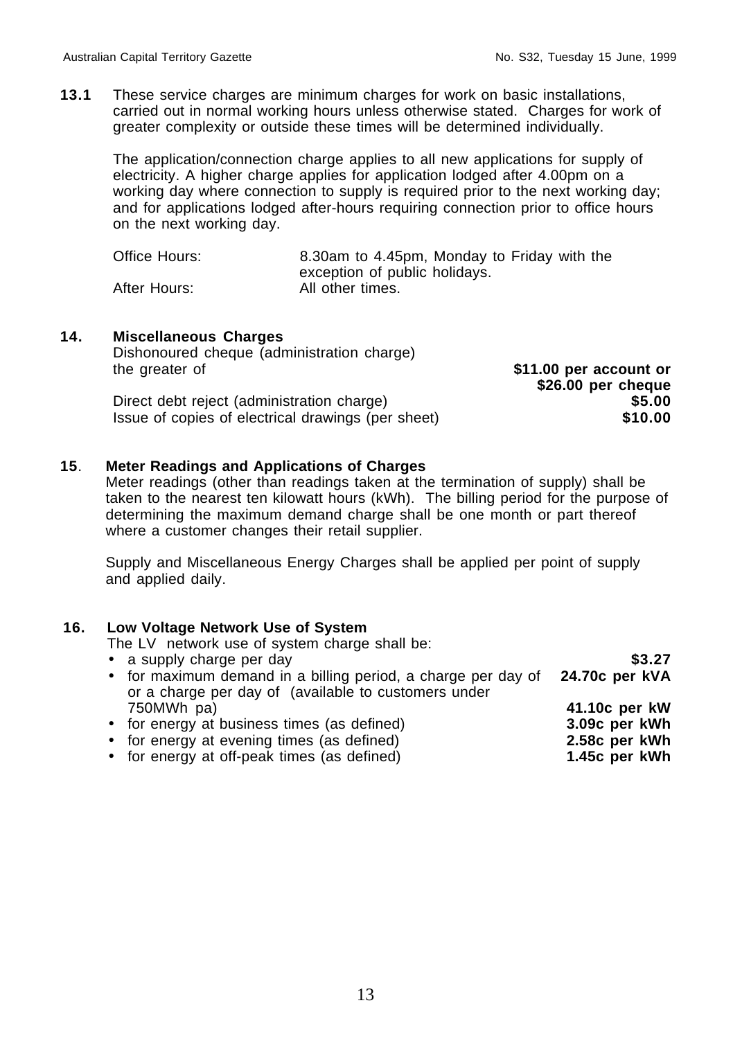**13.1** These service charges are minimum charges for work on basic installations, carried out in normal working hours unless otherwise stated. Charges for work of greater complexity or outside these times will be determined individually.

The application/connection charge applies to all new applications for supply of electricity. A higher charge applies for application lodged after 4.00pm on a working day where connection to supply is required prior to the next working day; and for applications lodged after-hours requiring connection prior to office hours on the next working day.

| | |
|---|---|
| Office Hours: | 8.30am to 4.45pm, Monday to Friday with the exception of public holidays. |
| After Hours: | All other times. |

## 14. Miscellaneous Charges

| | |
|---|---|
| Dishonoured cheque (administration charge) the greater of | **\$11.00 per account or \$26.00 per cheque** |
| Direct debt reject (administration charge) | **\$5.00** |
| Issue of copies of electrical drawings (per sheet) | **\$10.00** |

## 15. Meter Readings and Applications of Charges

Meter readings (other than readings taken at the termination of supply) shall be taken to the nearest ten kilowatt hours (kWh). The billing period for the purpose of determining the maximum demand charge shall be one month or part thereof where a customer changes their retail supplier.

Supply and Miscellaneous Energy Charges shall be applied per point of supply and applied daily.

## 16. Low Voltage Network Use of System

The LV network use of system charge shall be:

| | |
|---|---|
| • a supply charge per day | **\$3.27** |
| • for maximum demand in a billing period, a charge per day of | **24.70c per kVA** |
| or a charge per day of (available to customers under 750MWh pa) | **41.10c per kW** |
| • for energy at business times (as defined) | **3.09c per kWh** |
| • for energy at evening times (as defined) | **2.58c per kWh** |
| • for energy at off-peak times (as defined) | **1.45c per kWh** |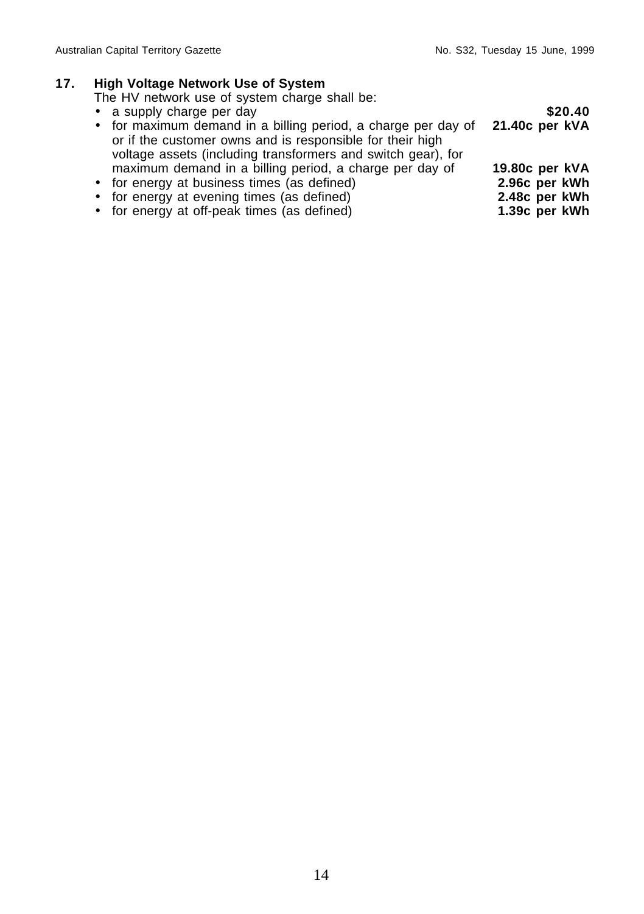## 17. High Voltage Network Use of System

The HV network use of system charge shall be:

- a supply charge per day **$20.40**
- for maximum demand in a billing period, a charge per day of **21.40c per kVA** or if the customer owns and is responsible for their high voltage assets (including transformers and switch gear), for maximum demand in a billing period, a charge per day of **19.80c per kVA**
- for energy at business times (as defined) **2.96c per kWh**
- for energy at evening times (as defined) **2.48c per kWh**
- for energy at off-peak times (as defined) **1.39c per kWh**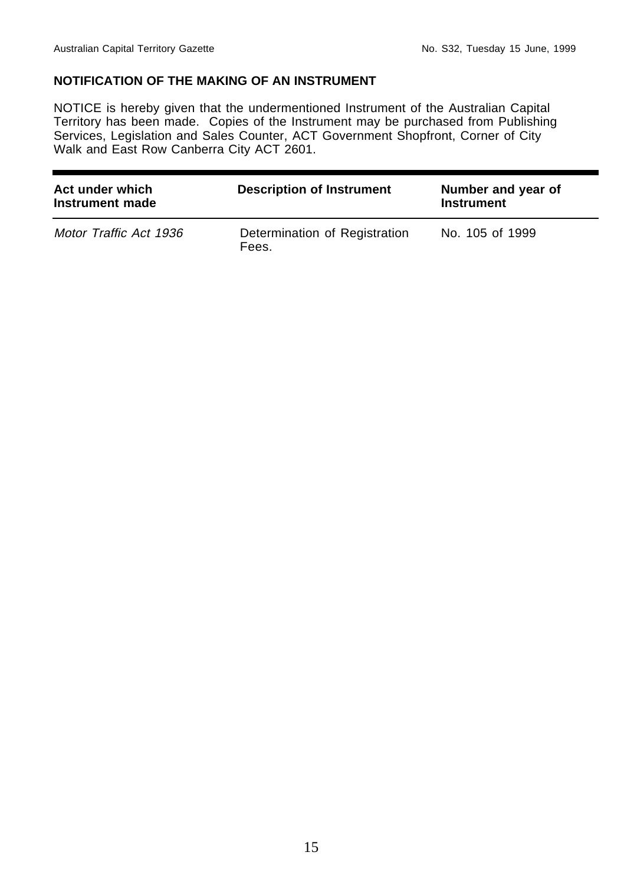## NOTIFICATION OF THE MAKING OF AN INSTRUMENT

NOTICE is hereby given that the undermentioned Instrument of the Australian Capital Territory has been made. Copies of the Instrument may be purchased from Publishing Services, Legislation and Sales Counter, ACT Government Shopfront, Corner of City Walk and East Row Canberra City ACT 2601.

| Act under which Instrument made | Description of Instrument | Number and year of Instrument |
|---|---|---|
| *Motor Traffic Act 1936* | Determination of Registration Fees. | No. 105 of 1999 |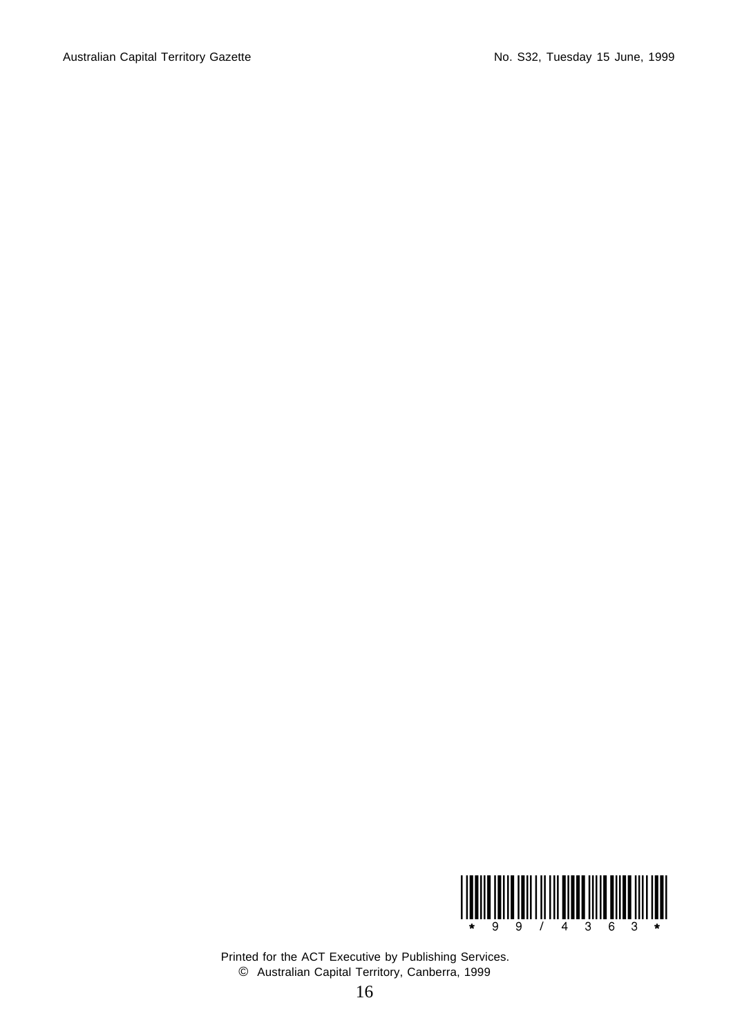*99/4363*

Printed for the ACT Executive by Publishing Services.
© Australian Capital Territory, Canberra, 1999